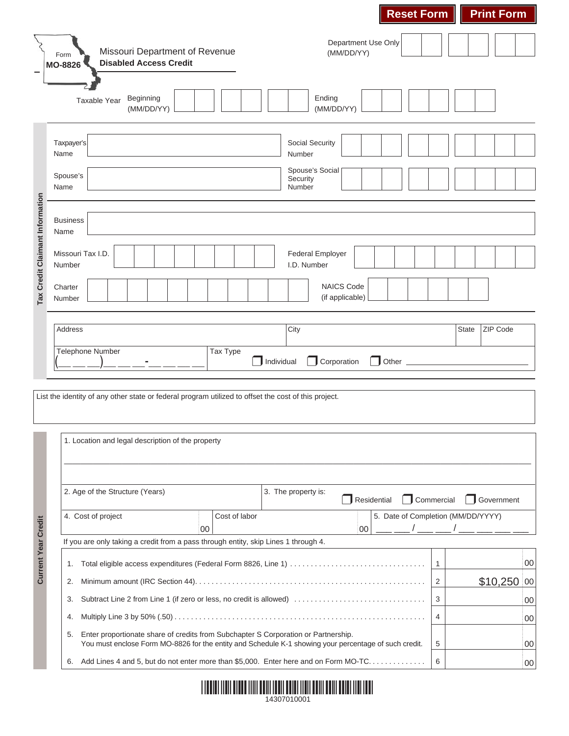Reset Form | Print Form

# Form MO-8826

**Missouri Department of Revenue**
**Disabled Access Credit**

Department Use Only (MM/DD/YY)

Taxable Year Beginning (MM/DD/YY) ______ Ending (MM/DD/YY) ______

## Tax Credit Claimant Information

| | | | |
|---|---|---|---|
| Taxpayer's Name | | Social Security Number | |
| Spouse's Name | | Spouse's Social Security Number | |
| Business Name | | | |
| Missouri Tax I.D. Number | | Federal Employer I.D. Number | |
| Charter Number | | NAICS Code (if applicable) | |

| Address | City | State | ZIP Code |
|---|---|---|---|
| Telephone Number (\_\_\_ \_\_\_ \_\_\_) \_\_\_ \_\_\_ \_\_\_ - \_\_\_ \_\_\_ \_\_\_ \_\_\_ | Tax Type ☐ Individual ☐ Corporation ☐ Other \_\_\_\_\_\_\_\_\_\_ | | |

List the identity of any other state or federal program utilized to offset the cost of this project.

## Current Year Credit

1. Location and legal description of the property

| | |
|---|---|
| 2. Age of the Structure (Years) | 3. The property is: ☐ Residential ☐ Commercial ☐ Government |

| 4. Cost of project | Cost of labor | 5. Date of Completion (MM/DD/YYYY) |
|---|---|---|
| 00 | 00 | \_\_\_ \_\_\_ / \_\_\_ \_\_\_ / \_\_\_ \_\_\_ \_\_\_ \_\_\_ |

If you are only taking a credit from a pass through entity, skip Lines 1 through 4.

| | | Line | Amount |
|---|---|---|---|
| 1. | Total eligible access expenditures (Federal Form 8826, Line 1) | 1 | 00 |
| 2. | Minimum amount (IRC Section 44) | 2 | $10,250 00 |
| 3. | Subtract Line 2 from Line 1 (if zero or less, no credit is allowed) | 3 | 00 |
| 4. | Multiply Line 3 by 50% (.50) | 4 | 00 |
| 5. | Enter proportionate share of credits from Subchapter S Corporation or Partnership. You must enclose Form MO-8826 for the entity and Schedule K-1 showing your percentage of such credit. | 5 | 00 |
| 6. | Add Lines 4 and 5, but do not enter more than $5,000. Enter here and on Form MO-TC | 6 | 00 |

14307010001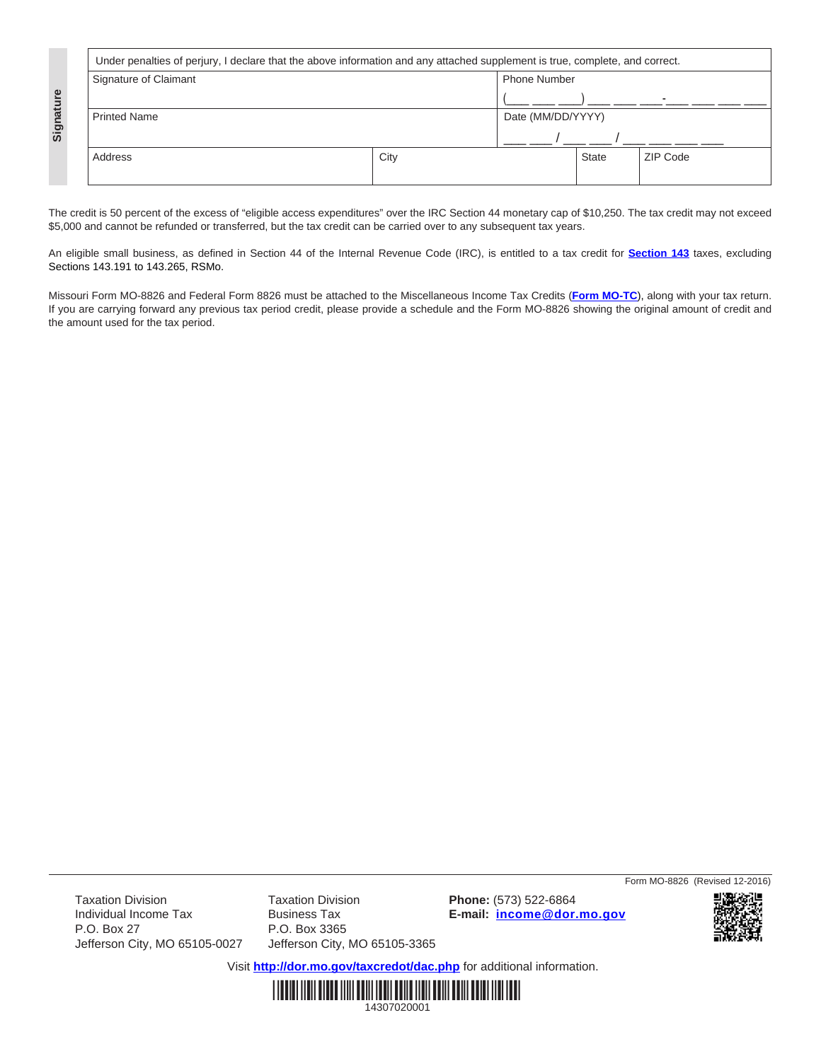| Signature | | | | |
|---|---|---|---|---|
| Under penalties of perjury, I declare that the above information and any attached supplement is true, complete, and correct. | | | | |
| Signature of Claimant | | Phone Number<br>(___ ___ ___) ___ ___ ___-___ ___ ___ ___ | | |
| Printed Name | | Date (MM/DD/YYYY)<br>___ ___ / ___ ___ / ___ ___ ___ ___ | | |
| Address | City | | State | ZIP Code |

The credit is 50 percent of the excess of "eligible access expenditures" over the IRC Section 44 monetary cap of $10,250. The tax credit may not exceed $5,000 and cannot be refunded or transferred, but the tax credit can be carried over to any subsequent tax years.

An eligible small business, as defined in Section 44 of the Internal Revenue Code (IRC), is entitled to a tax credit for **Section 143** taxes, excluding Sections 143.191 to 143.265, RSMo.

Missouri Form MO-8826 and Federal Form 8826 must be attached to the Miscellaneous Income Tax Credits (**Form MO-TC**), along with your tax return. If you are carrying forward any previous tax period credit, please provide a schedule and the Form MO-8826 showing the original amount of credit and the amount used for the tax period.

Form MO-8826 (Revised 12-2016)

Taxation Division
Individual Income Tax
P.O. Box 27
Jefferson City, MO 65105-0027

Taxation Division
Business Tax
P.O. Box 3365
Jefferson City, MO 65105-3365

**Phone:** (573) 522-6864
**E-mail:** **income@dor.mo.gov**

Visit **http://dor.mo.gov/taxcredot/dac.php** for additional information.

14307020001